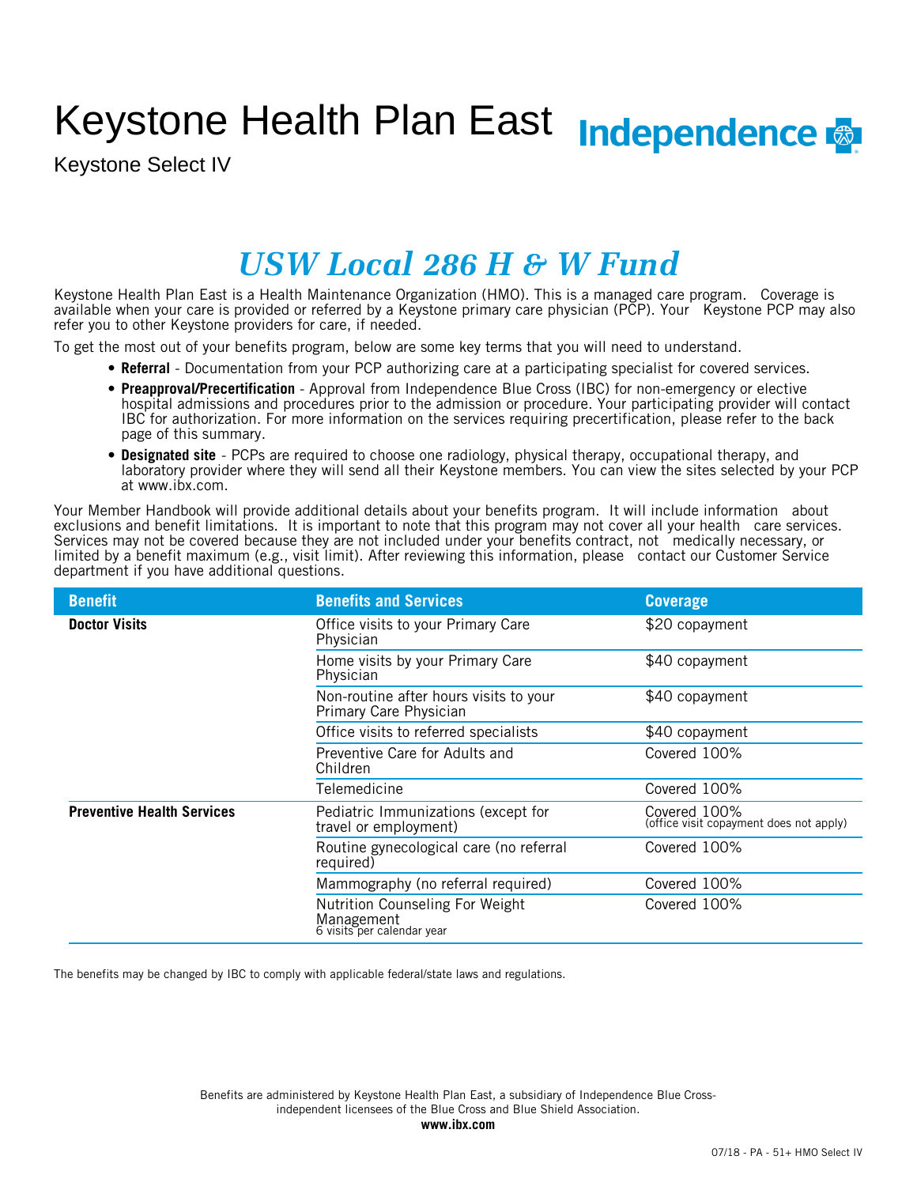# Keystone Health Plan East

Keystone Select IV

Independence

## *USW Local 286 H & W Fund*

Keystone Health Plan East is a Health Maintenance Organization (HMO). This is a managed care program. Coverage is available when your care is provided or referred by a Keystone primary care physician (PCP). Your Keystone PCP may also refer you to other Keystone providers for care, if needed.

To get the most out of your benefits program, below are some key terms that you will need to understand.

- **Referral** - Documentation from your PCP authorizing care at a participating specialist for covered services.
- **Preapproval/Precertification** - Approval from Independence Blue Cross (IBC) for non-emergency or elective hospital admissions and procedures prior to the admission or procedure. Your participating provider will contact IBC for authorization. For more information on the services requiring precertification, please refer to the back page of this summary.
- **Designated site** - PCPs are required to choose one radiology, physical therapy, occupational therapy, and laboratory provider where they will send all their Keystone members. You can view the sites selected by your PCP at www.ibx.com.

Your Member Handbook will provide additional details about your benefits program. It will include information about exclusions and benefit limitations. It is important to note that this program may not cover all your health care services. Services may not be covered because they are not included under your benefits contract, not medically necessary, or limited by a benefit maximum (e.g., visit limit). After reviewing this information, please contact our Customer Service department if you have additional questions.

| Benefit | Benefits and Services | Coverage |
|---|---|---|
| **Doctor Visits** | Office visits to your Primary Care Physician | $20 copayment |
| | Home visits by your Primary Care Physician | $40 copayment |
| | Non-routine after hours visits to your Primary Care Physician | $40 copayment |
| | Office visits to referred specialists | $40 copayment |
| | Preventive Care for Adults and Children | Covered 100% |
| | Telemedicine | Covered 100% |
| **Preventive Health Services** | Pediatric Immunizations (except for travel or employment) | Covered 100% (office visit copayment does not apply) |
| | Routine gynecological care (no referral required) | Covered 100% |
| | Mammography (no referral required) | Covered 100% |
| | Nutrition Counseling For Weight Management 6 visits per calendar year | Covered 100% |

The benefits may be changed by IBC to comply with applicable federal/state laws and regulations.

Benefits are administered by Keystone Health Plan East, a subsidiary of Independence Blue Cross-independent licensees of the Blue Cross and Blue Shield Association.

**www.ibx.com**

07/18 - PA - 51+ HMO Select IV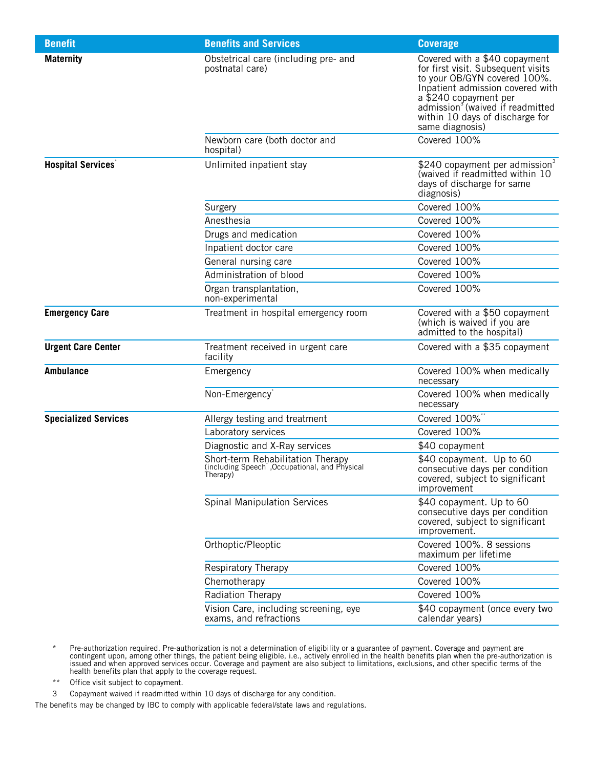| Benefit | Benefits and Services | Coverage |
|---|---|---|
| **Maternity** | Obstetrical care (including pre- and postnatal care) | Covered with a $40 copayment for first visit. Subsequent visits to your OB/GYN covered 100%. Inpatient admission covered with a $240 copayment per admission[3] (waived if readmitted within 10 days of discharge for same diagnosis) |
| | Newborn care (both doctor and hospital) | Covered 100% |
| **Hospital Services**[*] | Unlimited inpatient stay | $240 copayment per admission[3] (waived if readmitted within 10 days of discharge for same diagnosis) |
| | Surgery | Covered 100% |
| | Anesthesia | Covered 100% |
| | Drugs and medication | Covered 100% |
| | Inpatient doctor care | Covered 100% |
| | General nursing care | Covered 100% |
| | Administration of blood | Covered 100% |
| | Organ transplantation, non-experimental | Covered 100% |
| **Emergency Care** | Treatment in hospital emergency room | Covered with a $50 copayment (which is waived if you are admitted to the hospital) |
| **Urgent Care Center** | Treatment received in urgent care facility | Covered with a $35 copayment |
| **Ambulance** | Emergency | Covered 100% when medically necessary |
| | Non-Emergency[*] | Covered 100% when medically necessary |
| **Specialized Services** | Allergy testing and treatment | Covered 100%[**] |
| | Laboratory services | Covered 100% |
| | Diagnostic and X-Ray services | $40 copayment |
| | Short-term Rehabilitation Therapy (including Speech[*], Occupational, and Physical Therapy) | $40 copayment. Up to 60 consecutive days per condition covered, subject to significant improvement |
| | Spinal Manipulation Services | $40 copayment. Up to 60 consecutive days per condition covered, subject to significant improvement. |
| | Orthoptic/Pleoptic | Covered 100%. 8 sessions maximum per lifetime |
| | Respiratory Therapy | Covered 100% |
| | Chemotherapy | Covered 100% |
| | Radiation Therapy | Covered 100% |
| | Vision Care, including screening, eye exams, and refractions | $40 copayment (once every two calendar years) |

\* Pre-authorization required. Pre-authorization is not a determination of eligibility or a guarantee of payment. Coverage and payment are contingent upon, among other things, the patient being eligible, i.e., actively enrolled in the health benefits plan when the pre-authorization is issued and when approved services occur. Coverage and payment are also subject to limitations, exclusions, and other specific terms of the health benefits plan that apply to the coverage request.

\*\* Office visit subject to copayment.

3 Copayment waived if readmitted within 10 days of discharge for any condition.

The benefits may be changed by IBC to comply with applicable federal/state laws and regulations.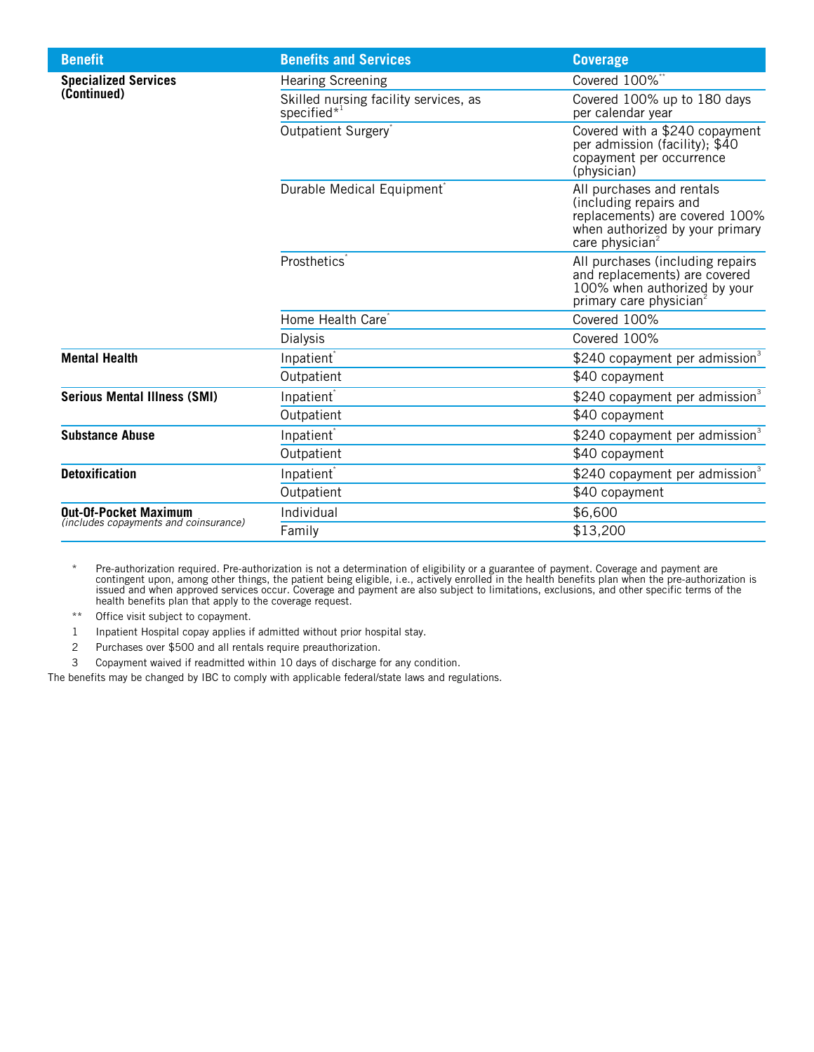| Benefit | Benefits and Services | Coverage |
|---|---|---|
| **Specialized Services (Continued)** | Hearing Screening | Covered 100%** |
| | Skilled nursing facility services, as specified*[1] | Covered 100% up to 180 days per calendar year |
| | Outpatient Surgery* | Covered with a $240 copayment per admission (facility); $40 copayment per occurrence (physician) |
| | Durable Medical Equipment* | All purchases and rentals (including repairs and replacements) are covered 100% when authorized by your primary care physician[2] |
| | Prosthetics* | All purchases (including repairs and replacements) are covered 100% when authorized by your primary care physician[2] |
| | Home Health Care* | Covered 100% |
| | Dialysis | Covered 100% |
| **Mental Health** | Inpatient* | $240 copayment per admission[3] |
| | Outpatient | $40 copayment |
| **Serious Mental Illness (SMI)** | Inpatient* | $240 copayment per admission[3] |
| | Outpatient | $40 copayment |
| **Substance Abuse** | Inpatient* | $240 copayment per admission[3] |
| | Outpatient | $40 copayment |
| **Detoxification** | Inpatient* | $240 copayment per admission[3] |
| | Outpatient | $40 copayment |
| **Out-Of-Pocket Maximum** *(includes copayments and coinsurance)* | Individual | $6,600 |
| | Family | $13,200 |

\* Pre-authorization required. Pre-authorization is not a determination of eligibility or a guarantee of payment. Coverage and payment are contingent upon, among other things, the patient being eligible, i.e., actively enrolled in the health benefits plan when the pre-authorization is issued and when approved services occur. Coverage and payment are also subject to limitations, exclusions, and other specific terms of the health benefits plan that apply to the coverage request.

\** Office visit subject to copayment.

1 Inpatient Hospital copay applies if admitted without prior hospital stay.

2 Purchases over $500 and all rentals require preauthorization.

3 Copayment waived if readmitted within 10 days of discharge for any condition.

The benefits may be changed by IBC to comply with applicable federal/state laws and regulations.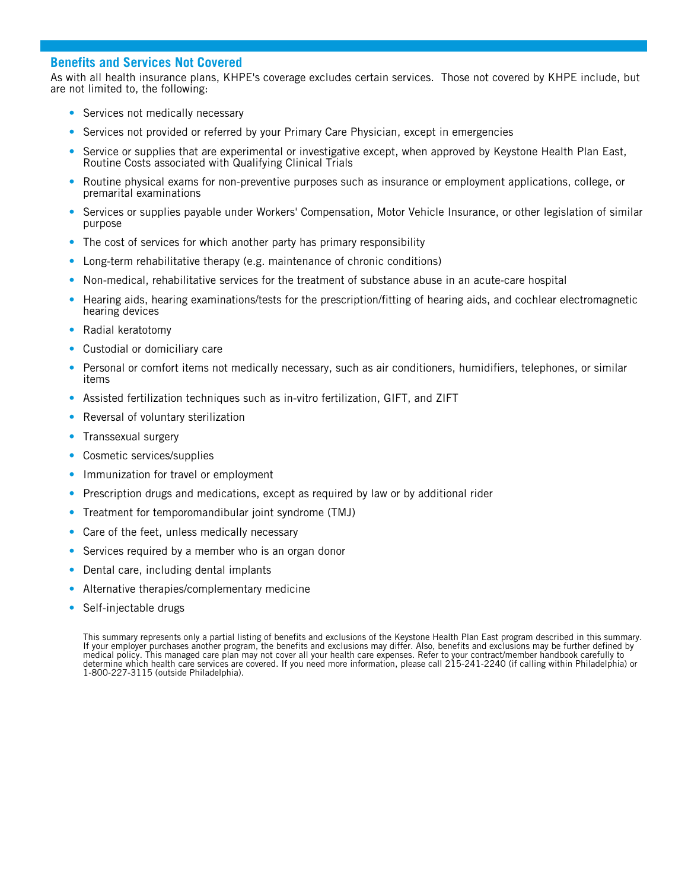## Benefits and Services Not Covered

As with all health insurance plans, KHPE's coverage excludes certain services. Those not covered by KHPE include, but are not limited to, the following:

- Services not medically necessary
- Services not provided or referred by your Primary Care Physician, except in emergencies
- Service or supplies that are experimental or investigative except, when approved by Keystone Health Plan East, Routine Costs associated with Qualifying Clinical Trials
- Routine physical exams for non-preventive purposes such as insurance or employment applications, college, or premarital examinations
- Services or supplies payable under Workers' Compensation, Motor Vehicle Insurance, or other legislation of similar purpose
- The cost of services for which another party has primary responsibility
- Long-term rehabilitative therapy (e.g. maintenance of chronic conditions)
- Non-medical, rehabilitative services for the treatment of substance abuse in an acute-care hospital
- Hearing aids, hearing examinations/tests for the prescription/fitting of hearing aids, and cochlear electromagnetic hearing devices
- Radial keratotomy
- Custodial or domiciliary care
- Personal or comfort items not medically necessary, such as air conditioners, humidifiers, telephones, or similar items
- Assisted fertilization techniques such as in-vitro fertilization, GIFT, and ZIFT
- Reversal of voluntary sterilization
- Transsexual surgery
- Cosmetic services/supplies
- Immunization for travel or employment
- Prescription drugs and medications, except as required by law or by additional rider
- Treatment for temporomandibular joint syndrome (TMJ)
- Care of the feet, unless medically necessary
- Services required by a member who is an organ donor
- Dental care, including dental implants
- Alternative therapies/complementary medicine
- Self-injectable drugs

This summary represents only a partial listing of benefits and exclusions of the Keystone Health Plan East program described in this summary. If your employer purchases another program, the benefits and exclusions may differ. Also, benefits and exclusions may be further defined by medical policy. This managed care plan may not cover all your health care expenses. Refer to your contract/member handbook carefully to determine which health care services are covered. If you need more information, please call 215-241-2240 (if calling within Philadelphia) or 1-800-227-3115 (outside Philadelphia).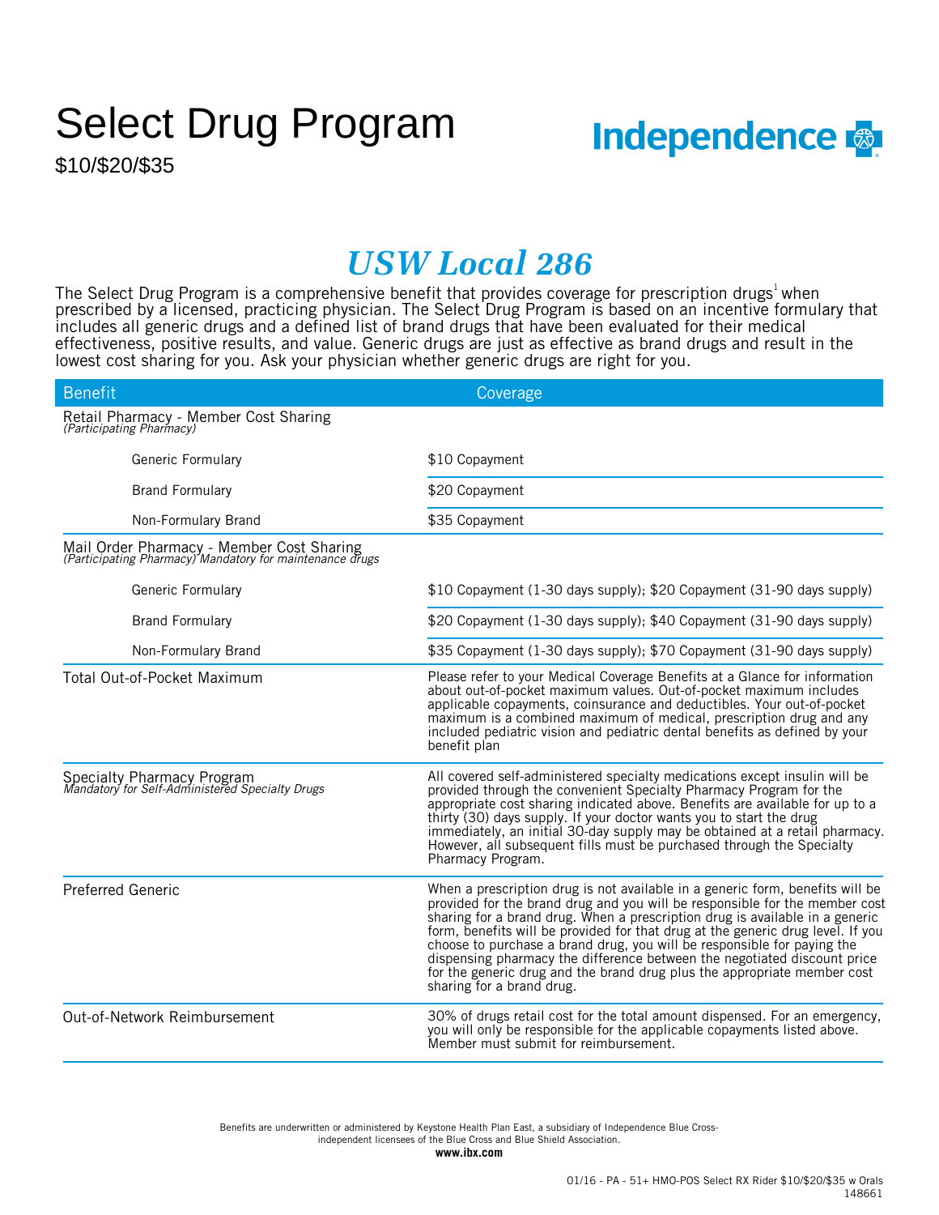# Select Drug Program

$10/$20/$35

Independence

## USW Local 286

The Select Drug Program is a comprehensive benefit that provides coverage for prescription drugs[1] when prescribed by a licensed, practicing physician. The Select Drug Program is based on an incentive formulary that includes all generic drugs and a defined list of brand drugs that have been evaluated for their medical effectiveness, positive results, and value. Generic drugs are just as effective as brand drugs and result in the lowest cost sharing for you. Ask your physician whether generic drugs are right for you.

| Benefit | Coverage |
|---|---|
| Retail Pharmacy - Member Cost Sharing *(Participating Pharmacy)* | |
| Generic Formulary | $10 Copayment |
| Brand Formulary | $20 Copayment |
| Non-Formulary Brand | $35 Copayment |
| Mail Order Pharmacy - Member Cost Sharing *(Participating Pharmacy) Mandatory for maintenance drugs* | |
| Generic Formulary | $10 Copayment (1-30 days supply); $20 Copayment (31-90 days supply) |
| Brand Formulary | $20 Copayment (1-30 days supply); $40 Copayment (31-90 days supply) |
| Non-Formulary Brand | $35 Copayment (1-30 days supply); $70 Copayment (31-90 days supply) |
| Total Out-of-Pocket Maximum | Please refer to your Medical Coverage Benefits at a Glance for information about out-of-pocket maximum values. Out-of-pocket maximum includes applicable copayments, coinsurance and deductibles. Your out-of-pocket maximum is a combined maximum of medical, prescription drug and any included pediatric vision and pediatric dental benefits as defined by your benefit plan |
| Specialty Pharmacy Program *Mandatory for Self-Administered Specialty Drugs* | All covered self-administered specialty medications except insulin will be provided through the convenient Specialty Pharmacy Program for the appropriate cost sharing indicated above. Benefits are available for up to a thirty (30) days supply. If your doctor wants you to start the drug immediately, an initial 30-day supply may be obtained at a retail pharmacy. However, all subsequent fills must be purchased through the Specialty Pharmacy Program. |
| Preferred Generic | When a prescription drug is not available in a generic form, benefits will be provided for the brand drug and you will be responsible for the member cost sharing for a brand drug. When a prescription drug is available in a generic form, benefits will be provided for that drug at the generic drug level. If you choose to purchase a brand drug, you will be responsible for paying the dispensing pharmacy the difference between the negotiated discount price for the generic drug and the brand drug plus the appropriate member cost sharing for a brand drug. |
| Out-of-Network Reimbursement | 30% of drugs retail cost for the total amount dispensed. For an emergency, you will only be responsible for the applicable copayments listed above. Member must submit for reimbursement. |

Benefits are underwritten or administered by Keystone Health Plan East, a subsidiary of Independence Blue Cross-independent licensees of the Blue Cross and Blue Shield Association.

**www.ibx.com**

01/16 - PA - 51+ HMO-POS Select RX Rider $10/$20/$35 w Orals
148661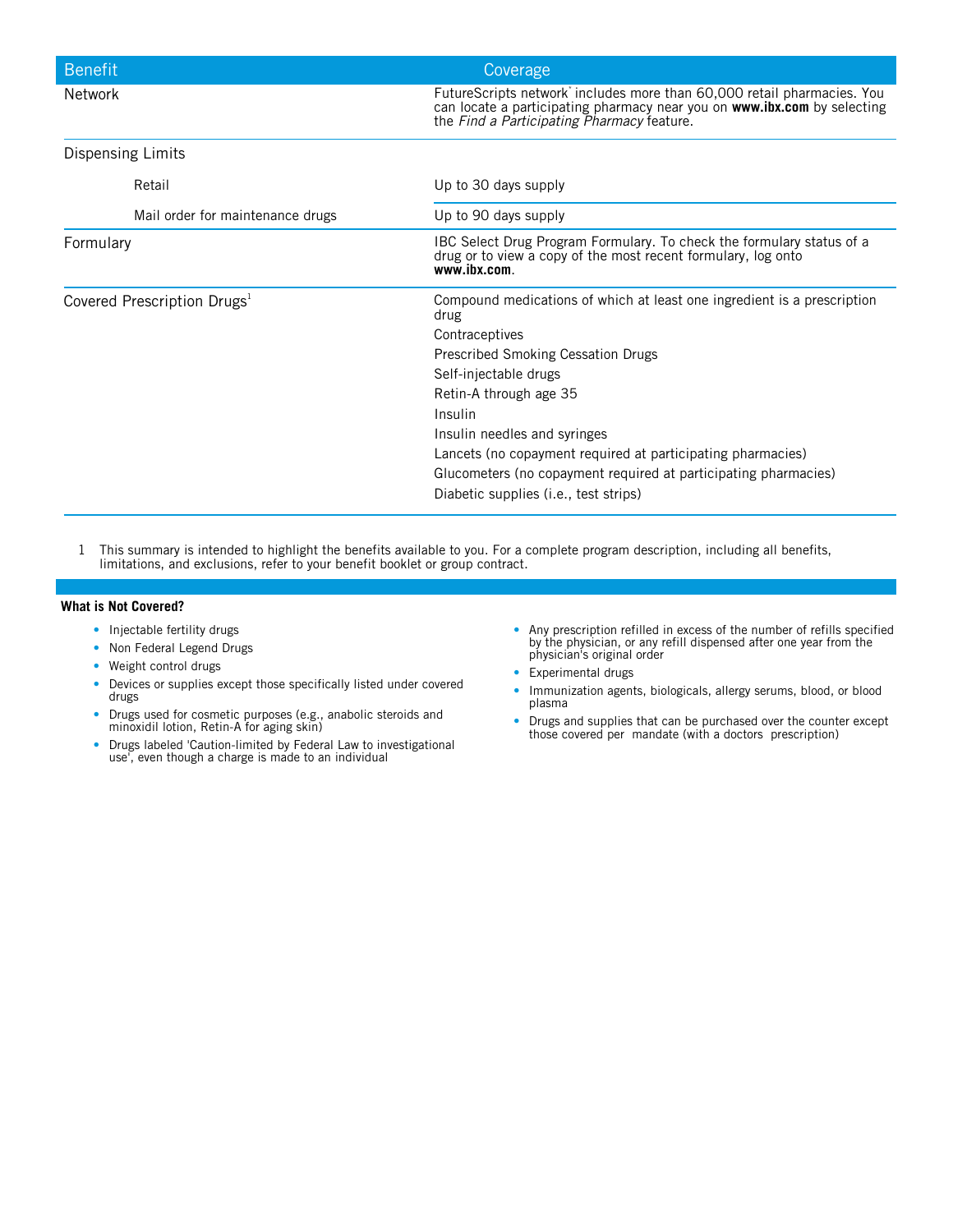| Benefit | Coverage |
|---|---|
| Network | FutureScripts network` includes more than 60,000 retail pharmacies. You can locate a participating pharmacy near you on **www.ibx.com** by selecting the *Find a Participating Pharmacy* feature. |
| Dispensing Limits | |
| Retail | Up to 30 days supply |
| Mail order for maintenance drugs | Up to 90 days supply |
| Formulary | IBC Select Drug Program Formulary. To check the formulary status of a drug or to view a copy of the most recent formulary, log onto **www.ibx.com**. |
| Covered Prescription Drugs[1] | Compound medications of which at least one ingredient is a prescription drug<br>Contraceptives<br>Prescribed Smoking Cessation Drugs<br>Self-injectable drugs<br>Retin-A through age 35<br>Insulin<br>Insulin needles and syringes<br>Lancets (no copayment required at participating pharmacies)<br>Glucometers (no copayment required at participating pharmacies)<br>Diabetic supplies (i.e., test strips) |

1 This summary is intended to highlight the benefits available to you. For a complete program description, including all benefits, limitations, and exclusions, refer to your benefit booklet or group contract.

**What is Not Covered?**

- Injectable fertility drugs
- Non Federal Legend Drugs
- Weight control drugs
- Devices or supplies except those specifically listed under covered drugs
- Drugs used for cosmetic purposes (e.g., anabolic steroids and minoxidil lotion, Retin-A for aging skin)
- Drugs labeled 'Caution-limited by Federal Law to investigational use', even though a charge is made to an individual
- Any prescription refilled in excess of the number of refills specified by the physician, or any refill dispensed after one year from the physician's original order
- Experimental drugs
- Immunization agents, biologicals, allergy serums, blood, or blood plasma
- Drugs and supplies that can be purchased over the counter except those covered per mandate (with a doctors prescription)